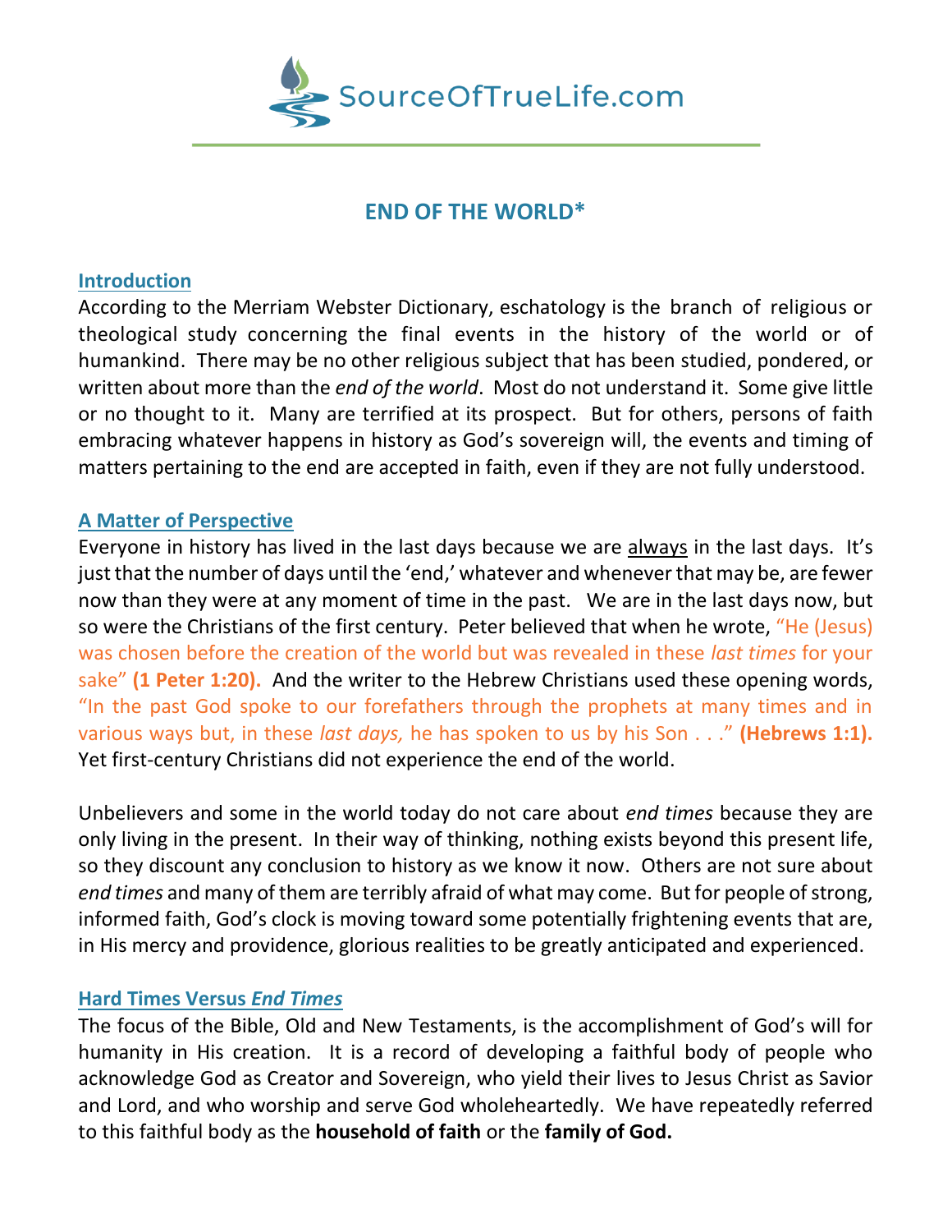# END OF THE WORLD*

## Introduction

According to the Merriam Webster Dictionary, eschatology is the branch of religious or theological study concerning the final events in the history of the world or of humankind. There may be no other religious subject that has been studied, pondered, or written about more than the *end of the world*. Most do not understand it. Some give little or no thought to it. Many are terrified at its prospect. But for others, persons of faith embracing whatever happens in history as God's sovereign will, the events and timing of matters pertaining to the end are accepted in faith, even if they are not fully understood.

## A Matter of Perspective

Everyone in history has lived in the last days because we are always in the last days. It's just that the number of days until the 'end,' whatever and whenever that may be, are fewer now than they were at any moment of time in the past. We are in the last days now, but so were the Christians of the first century. Peter believed that when he wrote, "He (Jesus) was chosen before the creation of the world but was revealed in these *last times* for your sake" **(1 Peter 1:20).** And the writer to the Hebrew Christians used these opening words, "In the past God spoke to our forefathers through the prophets at many times and in various ways but, in these *last days,* he has spoken to us by his Son . . ." **(Hebrews 1:1).** Yet first-century Christians did not experience the end of the world.

Unbelievers and some in the world today do not care about *end times* because they are only living in the present. In their way of thinking, nothing exists beyond this present life, so they discount any conclusion to history as we know it now. Others are not sure about *end times* and many of them are terribly afraid of what may come. But for people of strong, informed faith, God's clock is moving toward some potentially frightening events that are, in His mercy and providence, glorious realities to be greatly anticipated and experienced.

## Hard Times Versus *End Times*

The focus of the Bible, Old and New Testaments, is the accomplishment of God's will for humanity in His creation. It is a record of developing a faithful body of people who acknowledge God as Creator and Sovereign, who yield their lives to Jesus Christ as Savior and Lord, and who worship and serve God wholeheartedly. We have repeatedly referred to this faithful body as the **household of faith** or the **family of God.**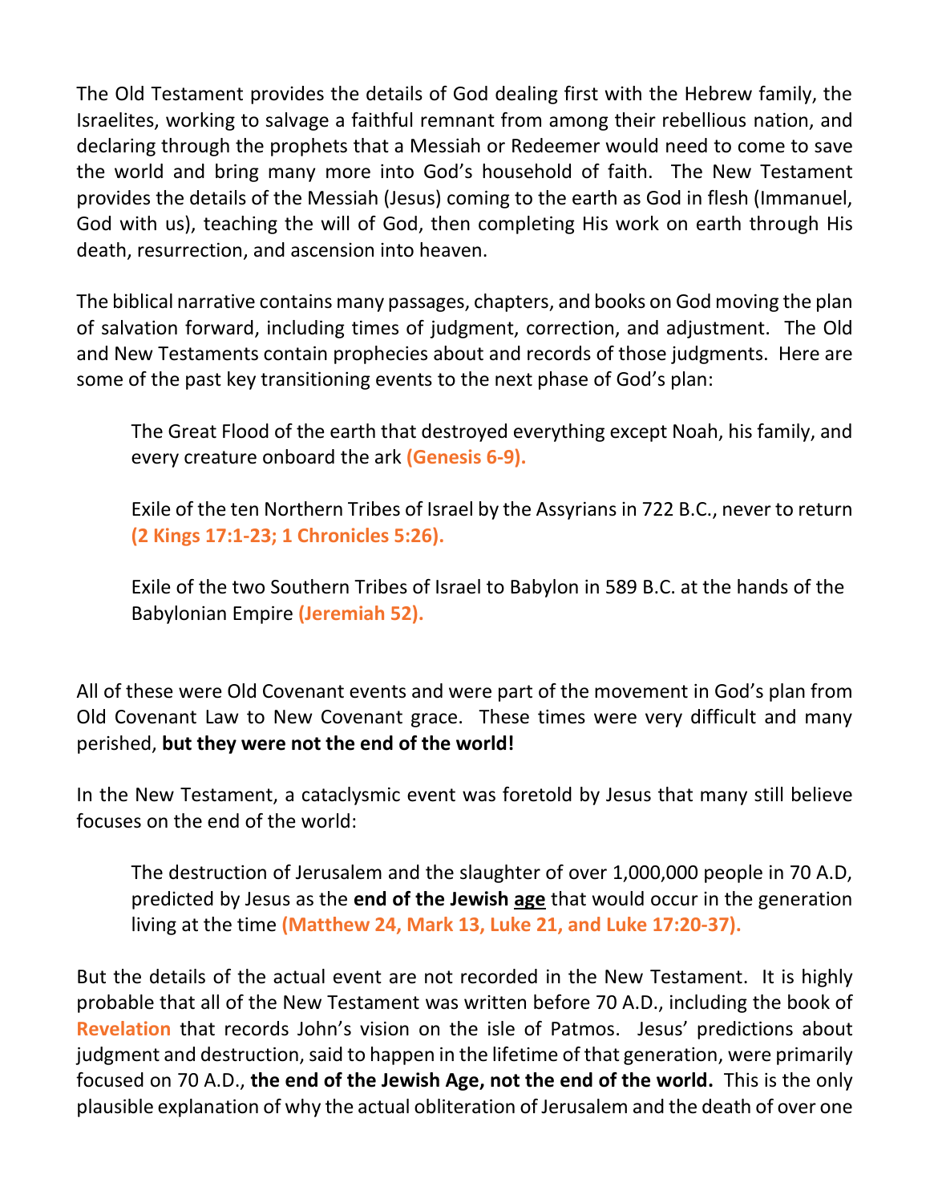The Old Testament provides the details of God dealing first with the Hebrew family, the Israelites, working to salvage a faithful remnant from among their rebellious nation, and declaring through the prophets that a Messiah or Redeemer would need to come to save the world and bring many more into God's household of faith. The New Testament provides the details of the Messiah (Jesus) coming to the earth as God in flesh (Immanuel, God with us), teaching the will of God, then completing His work on earth through His death, resurrection, and ascension into heaven.

The biblical narrative contains many passages, chapters, and books on God moving the plan of salvation forward, including times of judgment, correction, and adjustment. The Old and New Testaments contain prophecies about and records of those judgments. Here are some of the past key transitioning events to the next phase of God's plan:

> The Great Flood of the earth that destroyed everything except Noah, his family, and every creature onboard the ark **(Genesis 6-9).**
>
> Exile of the ten Northern Tribes of Israel by the Assyrians in 722 B.C., never to return **(2 Kings 17:1-23; 1 Chronicles 5:26).**
>
> Exile of the two Southern Tribes of Israel to Babylon in 589 B.C. at the hands of the Babylonian Empire **(Jeremiah 52).**

All of these were Old Covenant events and were part of the movement in God's plan from Old Covenant Law to New Covenant grace. These times were very difficult and many perished, **but they were not the end of the world!**

In the New Testament, a cataclysmic event was foretold by Jesus that many still believe focuses on the end of the world:

> The destruction of Jerusalem and the slaughter of over 1,000,000 people in 70 A.D, predicted by Jesus as the **end of the Jewish <u>age</u>** that would occur in the generation living at the time **(Matthew 24, Mark 13, Luke 21, and Luke 17:20-37).**

But the details of the actual event are not recorded in the New Testament. It is highly probable that all of the New Testament was written before 70 A.D., including the book of **Revelation** that records John's vision on the isle of Patmos. Jesus' predictions about judgment and destruction, said to happen in the lifetime of that generation, were primarily focused on 70 A.D., **the end of the Jewish Age, not the end of the world.** This is the only plausible explanation of why the actual obliteration of Jerusalem and the death of over one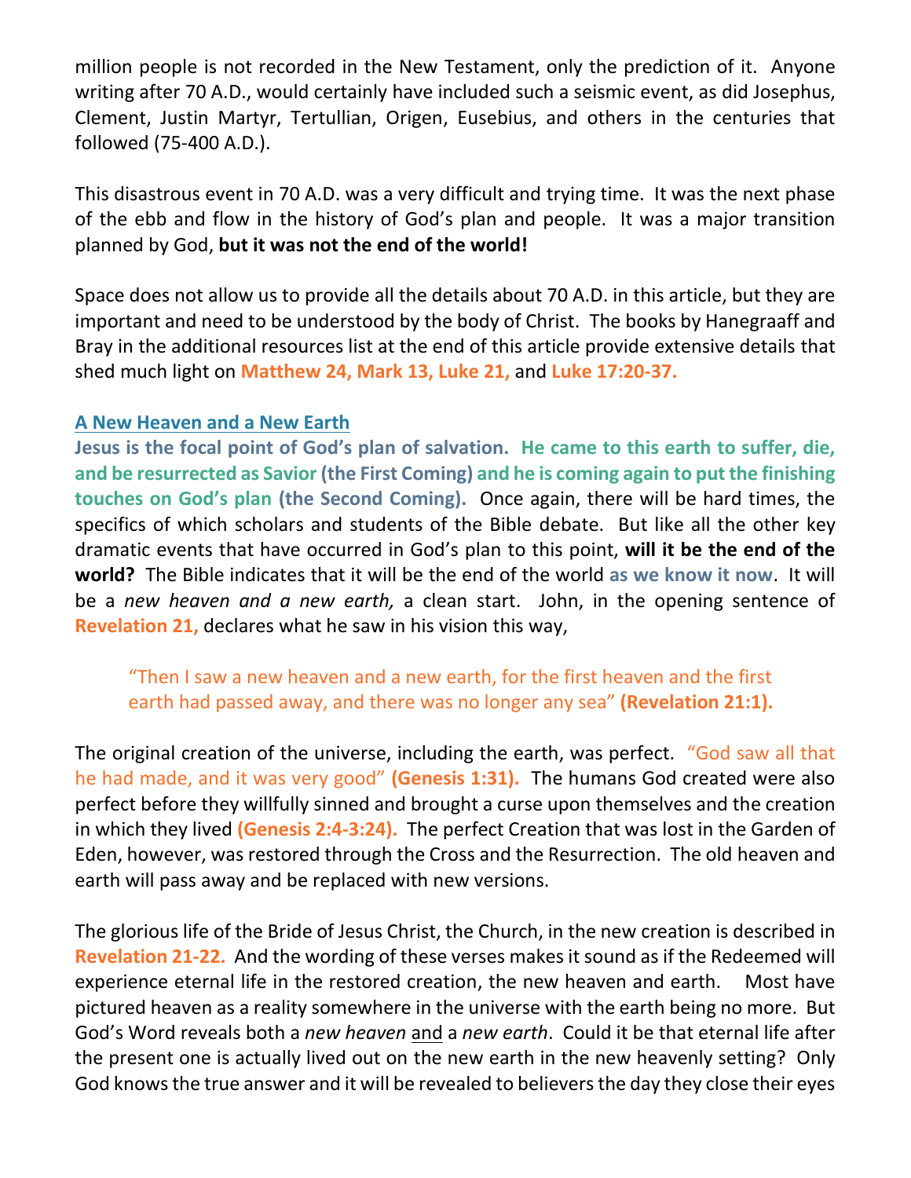million people is not recorded in the New Testament, only the prediction of it. Anyone writing after 70 A.D., would certainly have included such a seismic event, as did Josephus, Clement, Justin Martyr, Tertullian, Origen, Eusebius, and others in the centuries that followed (75-400 A.D.).

This disastrous event in 70 A.D. was a very difficult and trying time. It was the next phase of the ebb and flow in the history of God's plan and people. It was a major transition planned by God, **but it was not the end of the world!**

Space does not allow us to provide all the details about 70 A.D. in this article, but they are important and need to be understood by the body of Christ. The books by Hanegraaff and Bray in the additional resources list at the end of this article provide extensive details that shed much light on **Matthew 24, Mark 13, Luke 21,** and **Luke 17:20-37.**

## A New Heaven and a New Earth

**Jesus is the focal point of God's plan of salvation. He came to this earth to suffer, die, and be resurrected as Savior (the First Coming) and he is coming again to put the finishing touches on God's plan (the Second Coming).** Once again, there will be hard times, the specifics of which scholars and students of the Bible debate. But like all the other key dramatic events that have occurred in God's plan to this point, **will it be the end of the world?** The Bible indicates that it will be the end of the world **as we know it now**. It will be a *new heaven and a new earth,* a clean start. John, in the opening sentence of **Revelation 21,** declares what he saw in his vision this way,

> "Then I saw a new heaven and a new earth, for the first heaven and the first earth had passed away, and there was no longer any sea" **(Revelation 21:1).**

The original creation of the universe, including the earth, was perfect. "God saw all that he had made, and it was very good" **(Genesis 1:31).** The humans God created were also perfect before they willfully sinned and brought a curse upon themselves and the creation in which they lived **(Genesis 2:4-3:24).** The perfect Creation that was lost in the Garden of Eden, however, was restored through the Cross and the Resurrection. The old heaven and earth will pass away and be replaced with new versions.

The glorious life of the Bride of Jesus Christ, the Church, in the new creation is described in **Revelation 21-22.** And the wording of these verses makes it sound as if the Redeemed will experience eternal life in the restored creation, the new heaven and earth. Most have pictured heaven as a reality somewhere in the universe with the earth being no more. But God's Word reveals both a *new heaven* and a *new earth*. Could it be that eternal life after the present one is actually lived out on the new earth in the new heavenly setting? Only God knows the true answer and it will be revealed to believers the day they close their eyes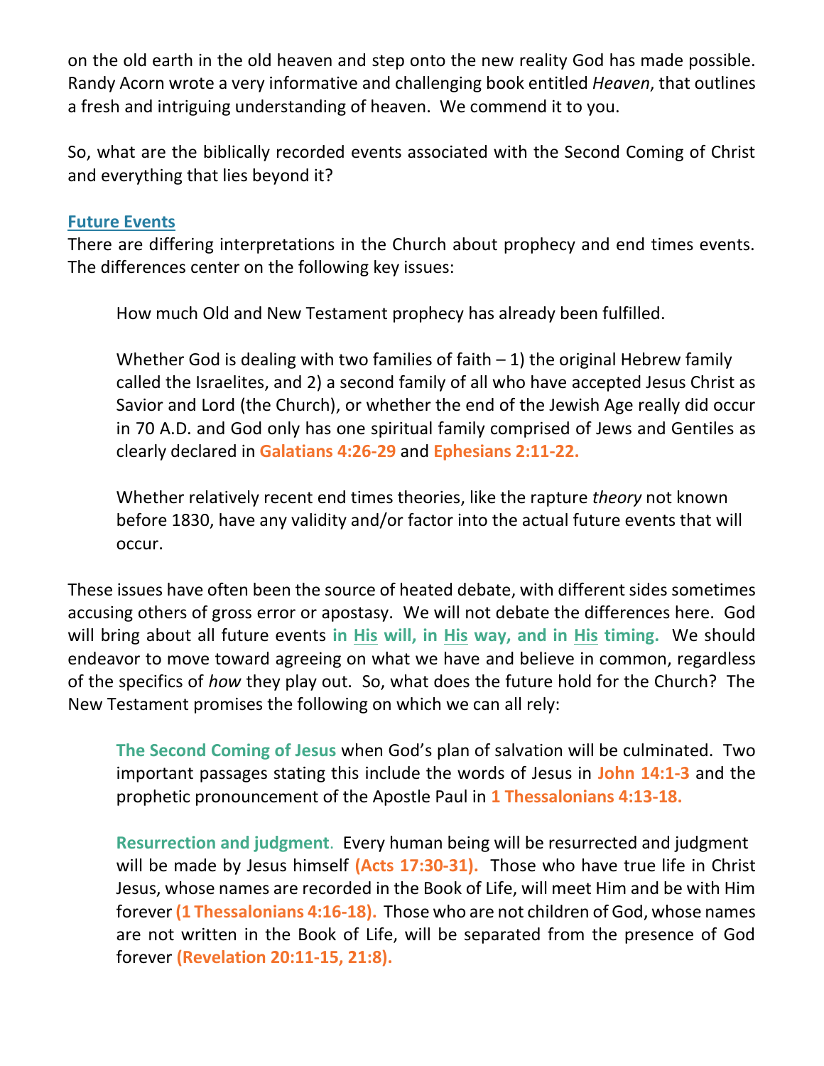on the old earth in the old heaven and step onto the new reality God has made possible. Randy Acorn wrote a very informative and challenging book entitled *Heaven*, that outlines a fresh and intriguing understanding of heaven. We commend it to you.

So, what are the biblically recorded events associated with the Second Coming of Christ and everything that lies beyond it?

## Future Events

There are differing interpretations in the Church about prophecy and end times events. The differences center on the following key issues:

> How much Old and New Testament prophecy has already been fulfilled.
>
> Whether God is dealing with two families of faith – 1) the original Hebrew family called the Israelites, and 2) a second family of all who have accepted Jesus Christ as Savior and Lord (the Church), or whether the end of the Jewish Age really did occur in 70 A.D. and God only has one spiritual family comprised of Jews and Gentiles as clearly declared in **Galatians 4:26-29** and **Ephesians 2:11-22.**
>
> Whether relatively recent end times theories, like the rapture *theory* not known before 1830, have any validity and/or factor into the actual future events that will occur.

These issues have often been the source of heated debate, with different sides sometimes accusing others of gross error or apostasy. We will not debate the differences here. God will bring about all future events **in His will, in His way, and in His timing.** We should endeavor to move toward agreeing on what we have and believe in common, regardless of the specifics of *how* they play out. So, what does the future hold for the Church? The New Testament promises the following on which we can all rely:

> **The Second Coming of Jesus** when God's plan of salvation will be culminated. Two important passages stating this include the words of Jesus in **John 14:1-3** and the prophetic pronouncement of the Apostle Paul in **1 Thessalonians 4:13-18.**
>
> **Resurrection and judgment**. Every human being will be resurrected and judgment will be made by Jesus himself **(Acts 17:30-31).** Those who have true life in Christ Jesus, whose names are recorded in the Book of Life, will meet Him and be with Him forever **(1 Thessalonians 4:16-18).** Those who are not children of God, whose names are not written in the Book of Life, will be separated from the presence of God forever **(Revelation 20:11-15, 21:8).**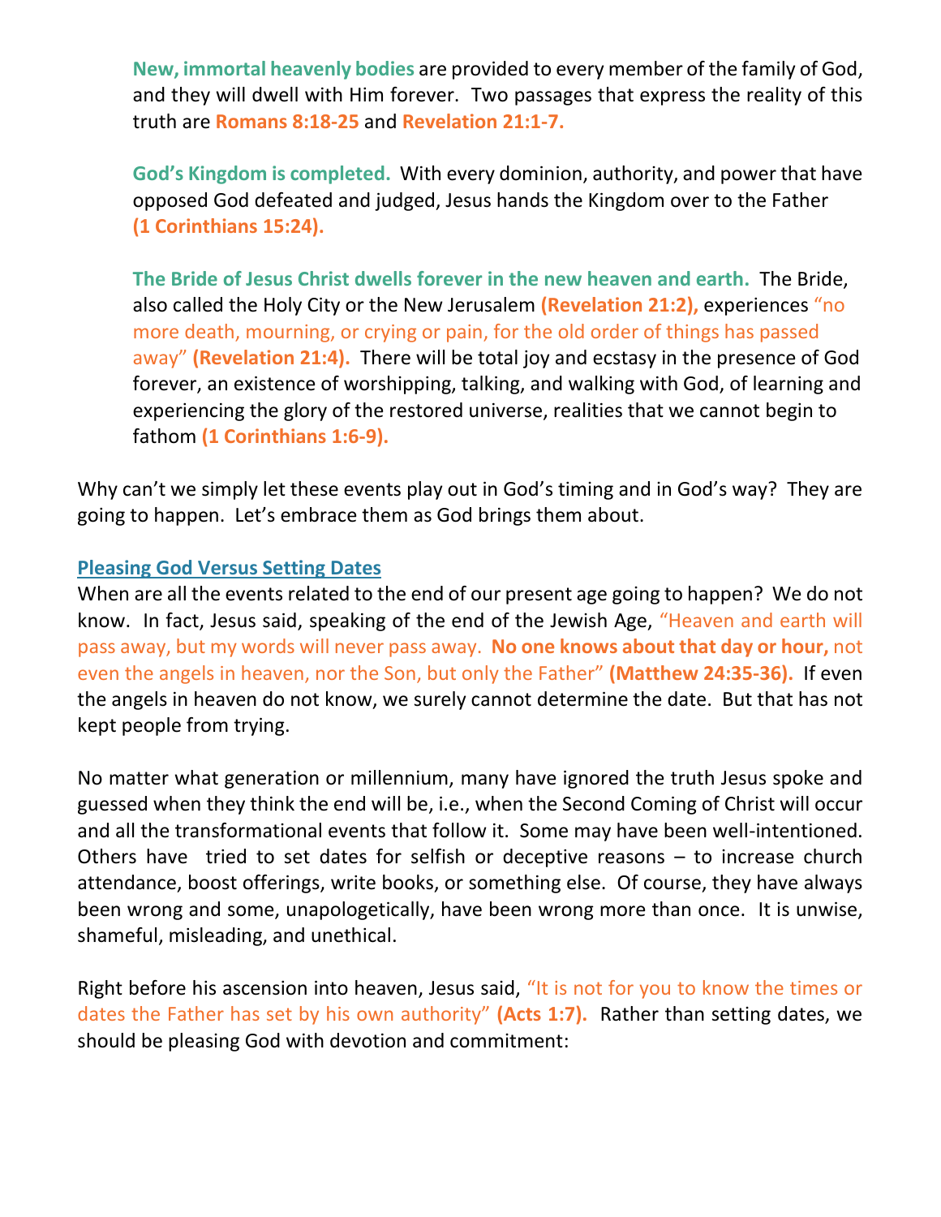**New, immortal heavenly bodies** are provided to every member of the family of God, and they will dwell with Him forever. Two passages that express the reality of this truth are **Romans 8:18-25** and **Revelation 21:1-7.**

**God's Kingdom is completed.** With every dominion, authority, and power that have opposed God defeated and judged, Jesus hands the Kingdom over to the Father **(1 Corinthians 15:24).**

**The Bride of Jesus Christ dwells forever in the new heaven and earth.** The Bride, also called the Holy City or the New Jerusalem **(Revelation 21:2),** experiences "no more death, mourning, or crying or pain, for the old order of things has passed away" **(Revelation 21:4).** There will be total joy and ecstasy in the presence of God forever, an existence of worshipping, talking, and walking with God, of learning and experiencing the glory of the restored universe, realities that we cannot begin to fathom **(1 Corinthians 1:6-9).**

Why can't we simply let these events play out in God's timing and in God's way? They are going to happen. Let's embrace them as God brings them about.

## Pleasing God Versus Setting Dates

When are all the events related to the end of our present age going to happen? We do not know. In fact, Jesus said, speaking of the end of the Jewish Age, "Heaven and earth will pass away, but my words will never pass away. **No one knows about that day or hour,** not even the angels in heaven, nor the Son, but only the Father" **(Matthew 24:35-36).** If even the angels in heaven do not know, we surely cannot determine the date. But that has not kept people from trying.

No matter what generation or millennium, many have ignored the truth Jesus spoke and guessed when they think the end will be, i.e., when the Second Coming of Christ will occur and all the transformational events that follow it. Some may have been well-intentioned. Others have tried to set dates for selfish or deceptive reasons – to increase church attendance, boost offerings, write books, or something else. Of course, they have always been wrong and some, unapologetically, have been wrong more than once. It is unwise, shameful, misleading, and unethical.

Right before his ascension into heaven, Jesus said, "It is not for you to know the times or dates the Father has set by his own authority" **(Acts 1:7).** Rather than setting dates, we should be pleasing God with devotion and commitment: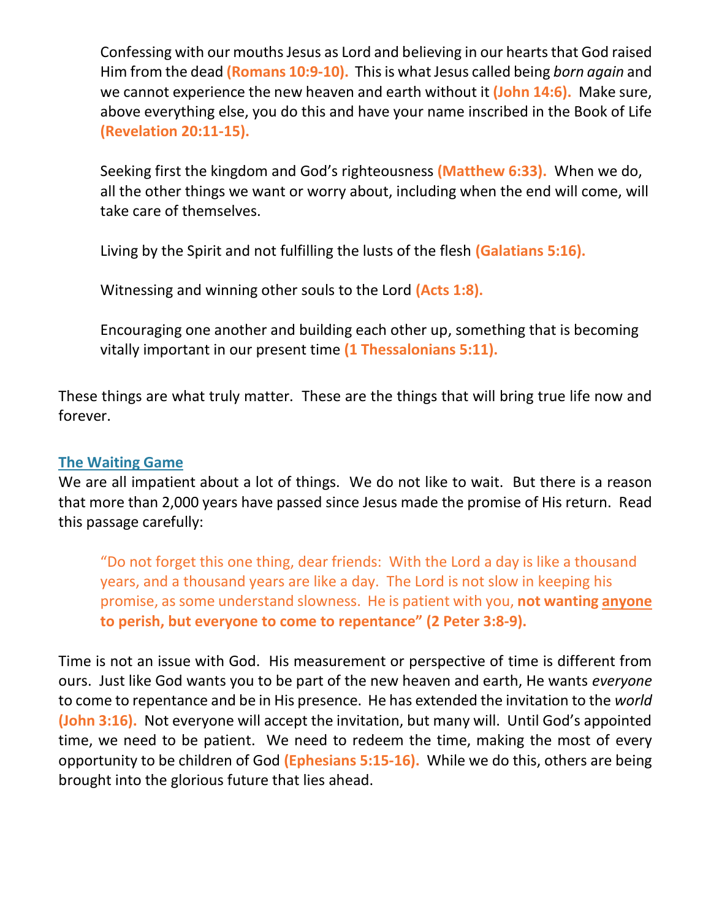Confessing with our mouths Jesus as Lord and believing in our hearts that God raised Him from the dead **(Romans 10:9-10).** This is what Jesus called being *born again* and we cannot experience the new heaven and earth without it **(John 14:6).** Make sure, above everything else, you do this and have your name inscribed in the Book of Life **(Revelation 20:11-15).**

Seeking first the kingdom and God's righteousness **(Matthew 6:33).** When we do, all the other things we want or worry about, including when the end will come, will take care of themselves.

Living by the Spirit and not fulfilling the lusts of the flesh **(Galatians 5:16).**

Witnessing and winning other souls to the Lord **(Acts 1:8).**

Encouraging one another and building each other up, something that is becoming vitally important in our present time **(1 Thessalonians 5:11).**

These things are what truly matter. These are the things that will bring true life now and forever.

## The Waiting Game

We are all impatient about a lot of things. We do not like to wait. But there is a reason that more than 2,000 years have passed since Jesus made the promise of His return. Read this passage carefully:

> "Do not forget this one thing, dear friends: With the Lord a day is like a thousand years, and a thousand years are like a day. The Lord is not slow in keeping his promise, as some understand slowness. He is patient with you, **not wanting anyone to perish, but everyone to come to repentance" (2 Peter 3:8-9).**

Time is not an issue with God. His measurement or perspective of time is different from ours. Just like God wants you to be part of the new heaven and earth, He wants *everyone* to come to repentance and be in His presence. He has extended the invitation to the *world* **(John 3:16).** Not everyone will accept the invitation, but many will. Until God's appointed time, we need to be patient. We need to redeem the time, making the most of every opportunity to be children of God **(Ephesians 5:15-16).** While we do this, others are being brought into the glorious future that lies ahead.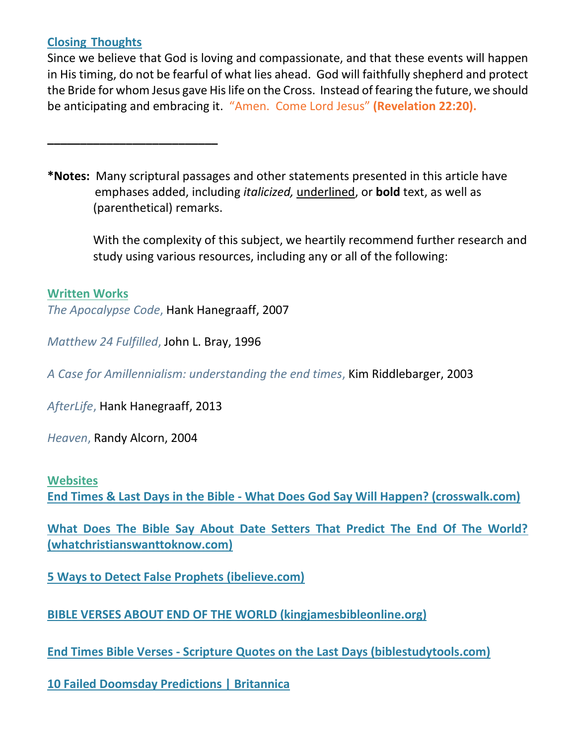## Closing Thoughts

Since we believe that God is loving and compassionate, and that these events will happen in His timing, do not be fearful of what lies ahead. God will faithfully shepherd and protect the Bride for whom Jesus gave His life on the Cross. Instead of fearing the future, we should be anticipating and embracing it. "Amen. Come Lord Jesus" **(Revelation 22:20).**

---

***Notes:** Many scriptural passages and other statements presented in this article have emphases added, including *italicized,* underlined, or **bold** text, as well as (parenthetical) remarks.

With the complexity of this subject, we heartily recommend further research and study using various resources, including any or all of the following:

### Written Works

*The Apocalypse Code,* Hank Hanegraaff, 2007

*Matthew 24 Fulfilled,* John L. Bray, 1996

*A Case for Amillennialism: understanding the end times,* Kim Riddlebarger, 2003

*AfterLife,* Hank Hanegraaff, 2013

*Heaven,* Randy Alcorn, 2004

### Websites

**End Times & Last Days in the Bible - What Does God Say Will Happen? (crosswalk.com)**

**What Does The Bible Say About Date Setters That Predict The End Of The World? (whatchristianswanttoknow.com)**

**5 Ways to Detect False Prophets (ibelieve.com)**

**BIBLE VERSES ABOUT END OF THE WORLD (kingjamesbibleonline.org)**

**End Times Bible Verses - Scripture Quotes on the Last Days (biblestudytools.com)**

**10 Failed Doomsday Predictions | Britannica**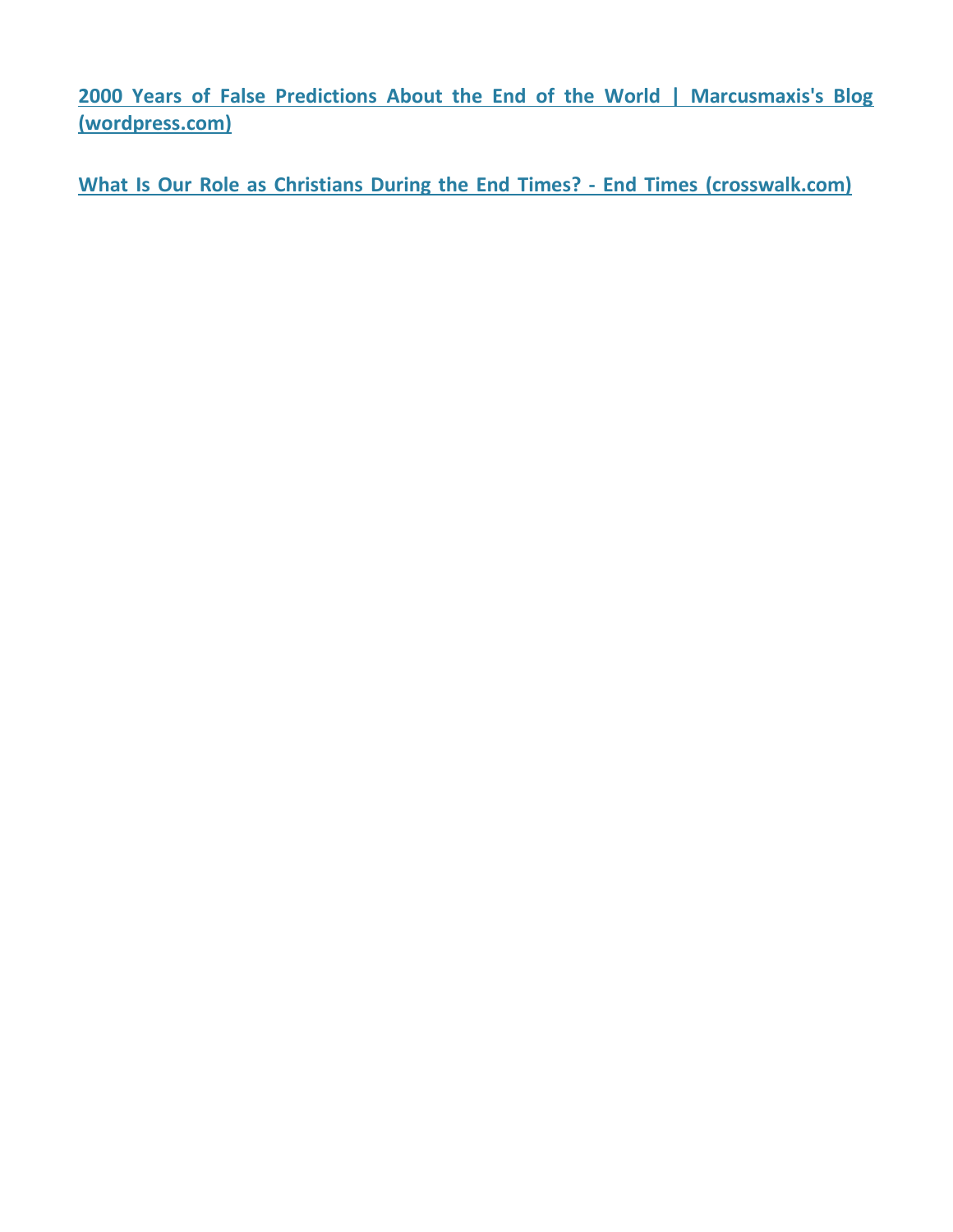**2000 Years of False Predictions About the End of the World | Marcusmaxis's Blog (wordpress.com)**

**What Is Our Role as Christians During the End Times? - End Times (crosswalk.com)**